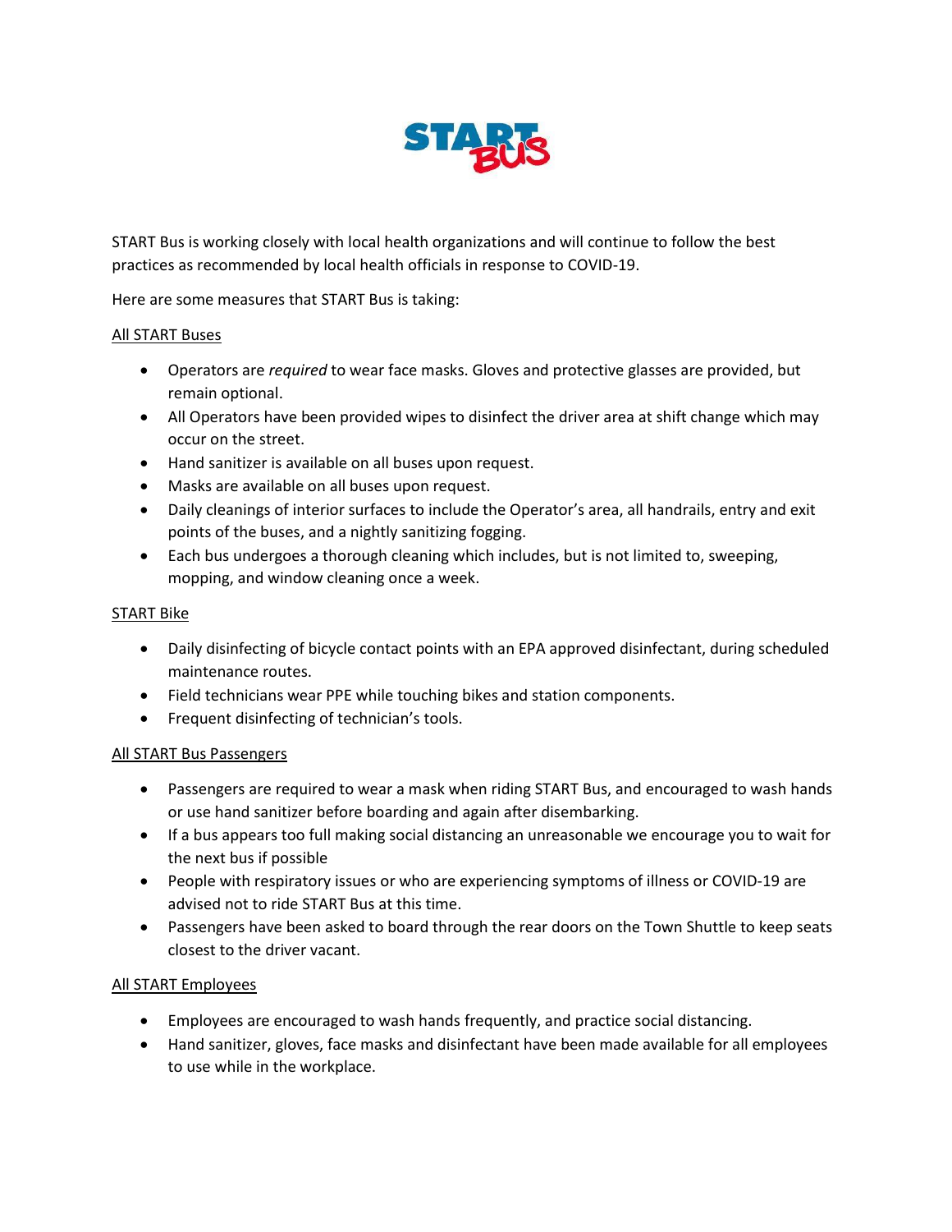START BUS

START Bus is working closely with local health organizations and will continue to follow the best practices as recommended by local health officials in response to COVID-19.

Here are some measures that START Bus is taking:

<u>All START Buses</u>

- Operators are *required* to wear face masks. Gloves and protective glasses are provided, but remain optional.
- All Operators have been provided wipes to disinfect the driver area at shift change which may occur on the street.
- Hand sanitizer is available on all buses upon request.
- Masks are available on all buses upon request.
- Daily cleanings of interior surfaces to include the Operator's area, all handrails, entry and exit points of the buses, and a nightly sanitizing fogging.
- Each bus undergoes a thorough cleaning which includes, but is not limited to, sweeping, mopping, and window cleaning once a week.

<u>START Bike</u>

- Daily disinfecting of bicycle contact points with an EPA approved disinfectant, during scheduled maintenance routes.
- Field technicians wear PPE while touching bikes and station components.
- Frequent disinfecting of technician's tools.

<u>All START Bus Passengers</u>

- Passengers are required to wear a mask when riding START Bus, and encouraged to wash hands or use hand sanitizer before boarding and again after disembarking.
- If a bus appears too full making social distancing an unreasonable we encourage you to wait for the next bus if possible
- People with respiratory issues or who are experiencing symptoms of illness or COVID-19 are advised not to ride START Bus at this time.
- Passengers have been asked to board through the rear doors on the Town Shuttle to keep seats closest to the driver vacant.

<u>All START Employees</u>

- Employees are encouraged to wash hands frequently, and practice social distancing.
- Hand sanitizer, gloves, face masks and disinfectant have been made available for all employees to use while in the workplace.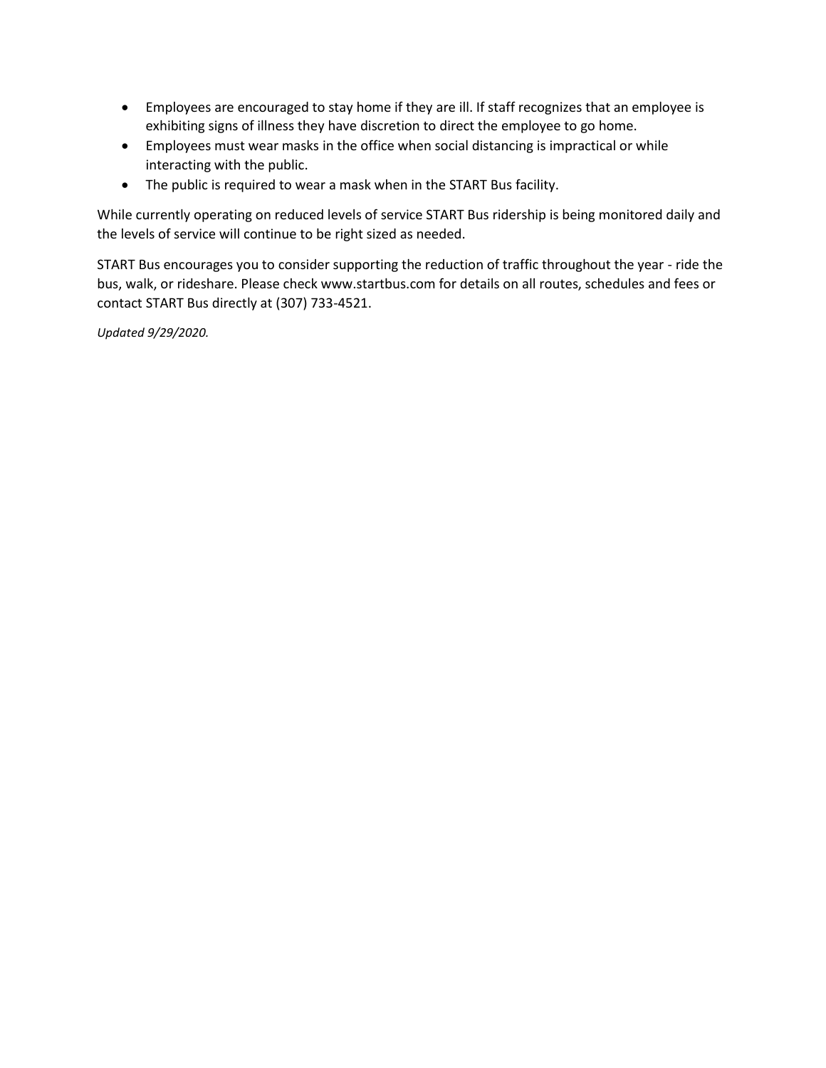- Employees are encouraged to stay home if they are ill. If staff recognizes that an employee is exhibiting signs of illness they have discretion to direct the employee to go home.
- Employees must wear masks in the office when social distancing is impractical or while interacting with the public.
- The public is required to wear a mask when in the START Bus facility.

While currently operating on reduced levels of service START Bus ridership is being monitored daily and the levels of service will continue to be right sized as needed.

START Bus encourages you to consider supporting the reduction of traffic throughout the year - ride the bus, walk, or rideshare. Please check www.startbus.com for details on all routes, schedules and fees or contact START Bus directly at (307) 733-4521.

*Updated 9/29/2020.*